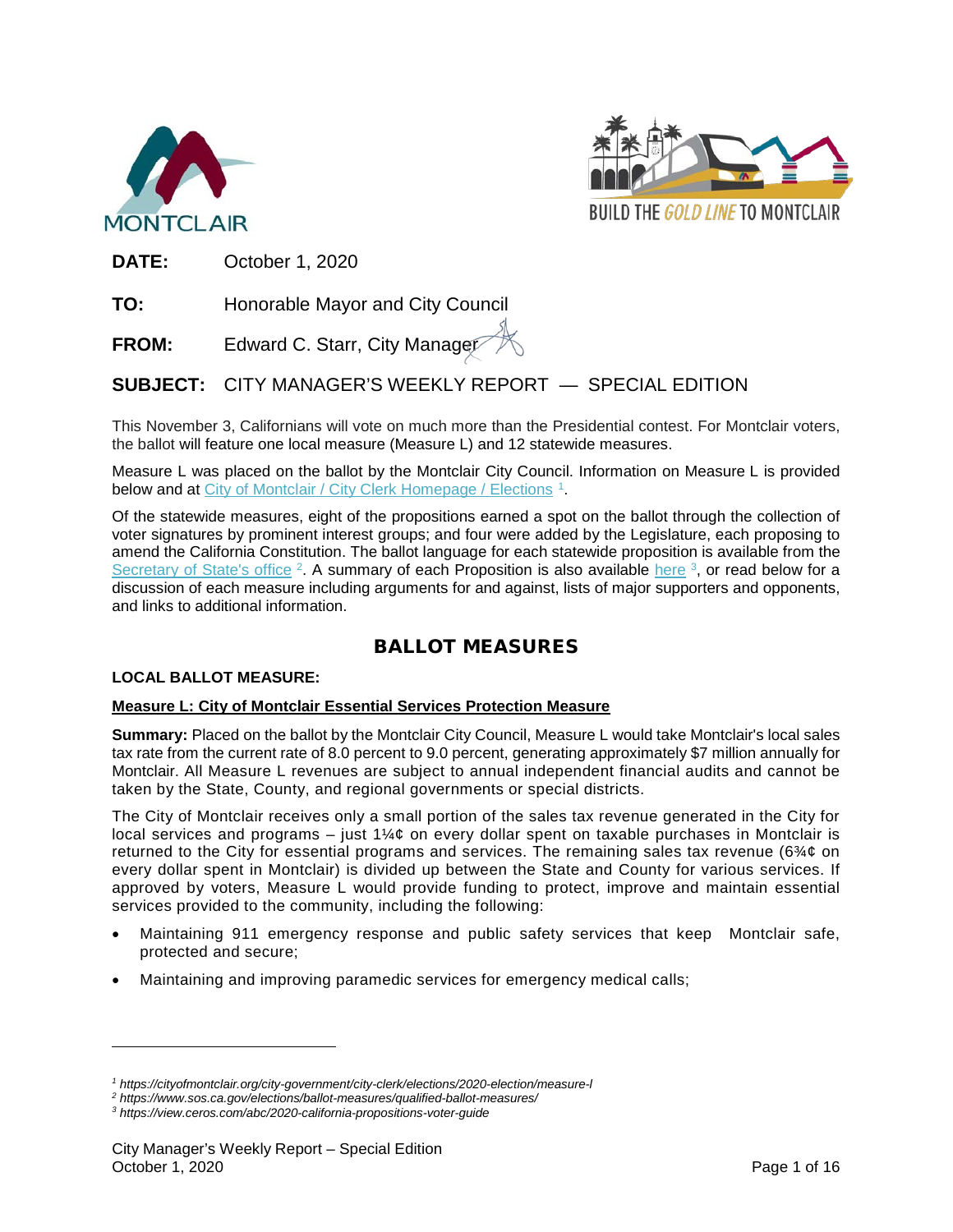MONTCLAIR

BUILD THE GOLD LINE TO MONTCLAIR

**DATE:** October 1, 2020

**TO:** Honorable Mayor and City Council

**FROM:** Edward C. Starr, City Manager

**SUBJECT:** CITY MANAGER'S WEEKLY REPORT — SPECIAL EDITION

This November 3, Californians will vote on much more than the Presidential contest. For Montclair voters, the ballot will feature one local measure (Measure L) and 12 statewide measures.

Measure L was placed on the ballot by the Montclair City Council. Information on Measure L is provided below and at City of Montclair / City Clerk Homepage / Elections [1].

Of the statewide measures, eight of the propositions earned a spot on the ballot through the collection of voter signatures by prominent interest groups; and four were added by the Legislature, each proposing to amend the California Constitution. The ballot language for each statewide proposition is available from the Secretary of State's office [2]. A summary of each Proposition is also available here [3], or read below for a discussion of each measure including arguments for and against, lists of major supporters and opponents, and links to additional information.

## BALLOT MEASURES

### LOCAL BALLOT MEASURE:

**Measure L: City of Montclair Essential Services Protection Measure**

**Summary:** Placed on the ballot by the Montclair City Council, Measure L would take Montclair's local sales tax rate from the current rate of 8.0 percent to 9.0 percent, generating approximately $7 million annually for Montclair. All Measure L revenues are subject to annual independent financial audits and cannot be taken by the State, County, and regional governments or special districts.

The City of Montclair receives only a small portion of the sales tax revenue generated in the City for local services and programs – just 1¼¢ on every dollar spent on taxable purchases in Montclair is returned to the City for essential programs and services. The remaining sales tax revenue (6¾¢ on every dollar spent in Montclair) is divided up between the State and County for various services. If approved by voters, Measure L would provide funding to protect, improve and maintain essential services provided to the community, including the following:

- Maintaining 911 emergency response and public safety services that keep Montclair safe, protected and secure;
- Maintaining and improving paramedic services for emergency medical calls;

---

[1] *https://cityofmontclair.org/city-government/city-clerk/elections/2020-election/measure-l*
[2] *https://www.sos.ca.gov/elections/ballot-measures/qualified-ballot-measures/*
[3] *https://view.ceros.com/abc/2020-california-propositions-voter-guide*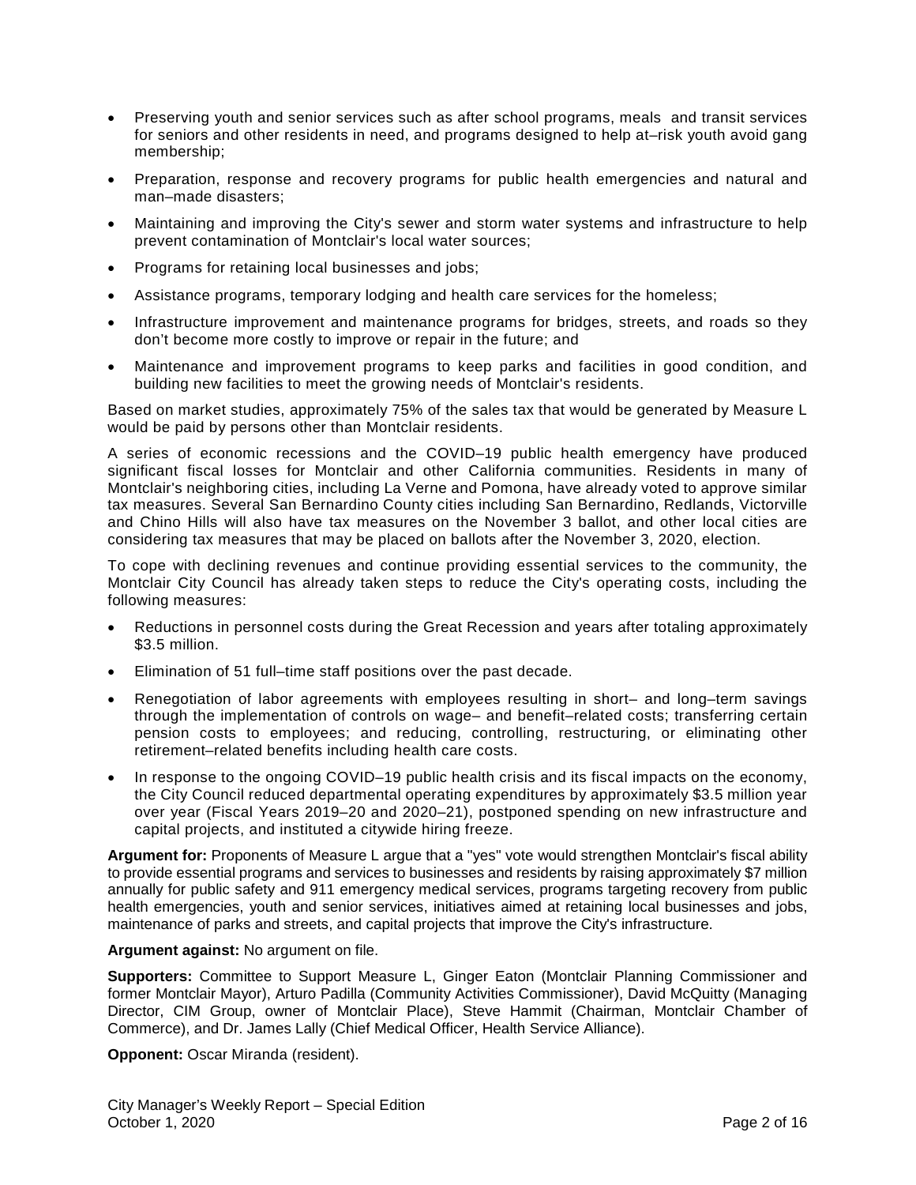- Preserving youth and senior services such as after school programs, meals and transit services for seniors and other residents in need, and programs designed to help at–risk youth avoid gang membership;
- Preparation, response and recovery programs for public health emergencies and natural and man–made disasters;
- Maintaining and improving the City's sewer and storm water systems and infrastructure to help prevent contamination of Montclair's local water sources;
- Programs for retaining local businesses and jobs;
- Assistance programs, temporary lodging and health care services for the homeless;
- Infrastructure improvement and maintenance programs for bridges, streets, and roads so they don't become more costly to improve or repair in the future; and
- Maintenance and improvement programs to keep parks and facilities in good condition, and building new facilities to meet the growing needs of Montclair's residents.

Based on market studies, approximately 75% of the sales tax that would be generated by Measure L would be paid by persons other than Montclair residents.

A series of economic recessions and the COVID–19 public health emergency have produced significant fiscal losses for Montclair and other California communities. Residents in many of Montclair's neighboring cities, including La Verne and Pomona, have already voted to approve similar tax measures. Several San Bernardino County cities including San Bernardino, Redlands, Victorville and Chino Hills will also have tax measures on the November 3 ballot, and other local cities are considering tax measures that may be placed on ballots after the November 3, 2020, election.

To cope with declining revenues and continue providing essential services to the community, the Montclair City Council has already taken steps to reduce the City's operating costs, including the following measures:

- Reductions in personnel costs during the Great Recession and years after totaling approximately $3.5 million.
- Elimination of 51 full–time staff positions over the past decade.
- Renegotiation of labor agreements with employees resulting in short– and long–term savings through the implementation of controls on wage– and benefit–related costs; transferring certain pension costs to employees; and reducing, controlling, restructuring, or eliminating other retirement–related benefits including health care costs.
- In response to the ongoing COVID–19 public health crisis and its fiscal impacts on the economy, the City Council reduced departmental operating expenditures by approximately $3.5 million year over year (Fiscal Years 2019–20 and 2020–21), postponed spending on new infrastructure and capital projects, and instituted a citywide hiring freeze.

**Argument for:** Proponents of Measure L argue that a "yes" vote would strengthen Montclair's fiscal ability to provide essential programs and services to businesses and residents by raising approximately $7 million annually for public safety and 911 emergency medical services, programs targeting recovery from public health emergencies, youth and senior services, initiatives aimed at retaining local businesses and jobs, maintenance of parks and streets, and capital projects that improve the City's infrastructure.

**Argument against:** No argument on file.

**Supporters:** Committee to Support Measure L, Ginger Eaton (Montclair Planning Commissioner and former Montclair Mayor), Arturo Padilla (Community Activities Commissioner), David McQuitty (Managing Director, CIM Group, owner of Montclair Place), Steve Hammit (Chairman, Montclair Chamber of Commerce), and Dr. James Lally (Chief Medical Officer, Health Service Alliance).

**Opponent:** Oscar Miranda (resident).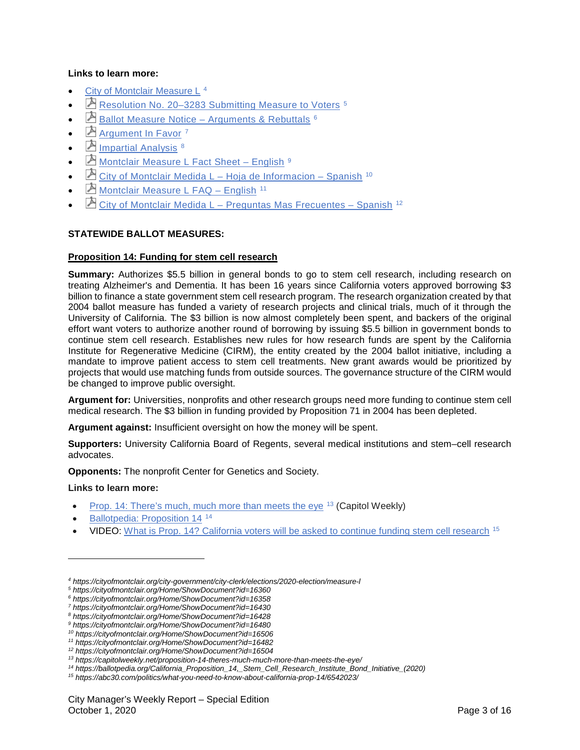**Links to learn more:**

- City of Montclair Measure L [4]
- Resolution No. 20–3283 Submitting Measure to Voters [5]
- Ballot Measure Notice – Arguments & Rebuttals [6]
- Argument In Favor [7]
- Impartial Analysis [8]
- Montclair Measure L Fact Sheet – English [9]
- City of Montclair Medida L – Hoja de Informacion – Spanish [10]
- Montclair Measure L FAQ – English [11]
- City of Montclair Medida L – Preguntas Mas Frecuentes – Spanish [12]

## STATEWIDE BALLOT MEASURES:

### Proposition 14: Funding for stem cell research

**Summary:** Authorizes $5.5 billion in general bonds to go to stem cell research, including research on treating Alzheimer's and Dementia. It has been 16 years since California voters approved borrowing $3 billion to finance a state government stem cell research program. The research organization created by that 2004 ballot measure has funded a variety of research projects and clinical trials, much of it through the University of California. The $3 billion is now almost completely been spent, and backers of the original effort want voters to authorize another round of borrowing by issuing $5.5 billion in government bonds to continue stem cell research. Establishes new rules for how research funds are spent by the California Institute for Regenerative Medicine (CIRM), the entity created by the 2004 ballot initiative, including a mandate to improve patient access to stem cell treatments. New grant awards would be prioritized by projects that would use matching funds from outside sources. The governance structure of the CIRM would be changed to improve public oversight.

**Argument for:** Universities, nonprofits and other research groups need more funding to continue stem cell medical research. The $3 billion in funding provided by Proposition 71 in 2004 has been depleted.

**Argument against:** Insufficient oversight on how the money will be spent.

**Supporters:** University California Board of Regents, several medical institutions and stem–cell research advocates.

**Opponents:** The nonprofit Center for Genetics and Society.

**Links to learn more:**

- Prop. 14: There's much, much more than meets the eye [13] (Capitol Weekly)
- Ballotpedia: Proposition 14 [14]
- VIDEO: What is Prop. 14? California voters will be asked to continue funding stem cell research [15]

---

[4] https://cityofmontclair.org/city-government/city-clerk/elections/2020-election/measure-l
[5] https://cityofmontclair.org/Home/ShowDocument?id=16360
[6] https://cityofmontclair.org/Home/ShowDocument?id=16358
[7] https://cityofmontclair.org/Home/ShowDocument?id=16430
[8] https://cityofmontclair.org/Home/ShowDocument?id=16428
[9] https://cityofmontclair.org/Home/ShowDocument?id=16480
[10] https://cityofmontclair.org/Home/ShowDocument?id=16506
[11] https://cityofmontclair.org/Home/ShowDocument?id=16482
[12] https://cityofmontclair.org/Home/ShowDocument?id=16504
[13] https://capitolweekly.net/proposition-14-theres-much-much-more-than-meets-the-eye/
[14] https://ballotpedia.org/California_Proposition_14,_Stem_Cell_Research_Institute_Bond_Initiative_(2020)
[15] https://abc30.com/politics/what-you-need-to-know-about-california-prop-14/6542023/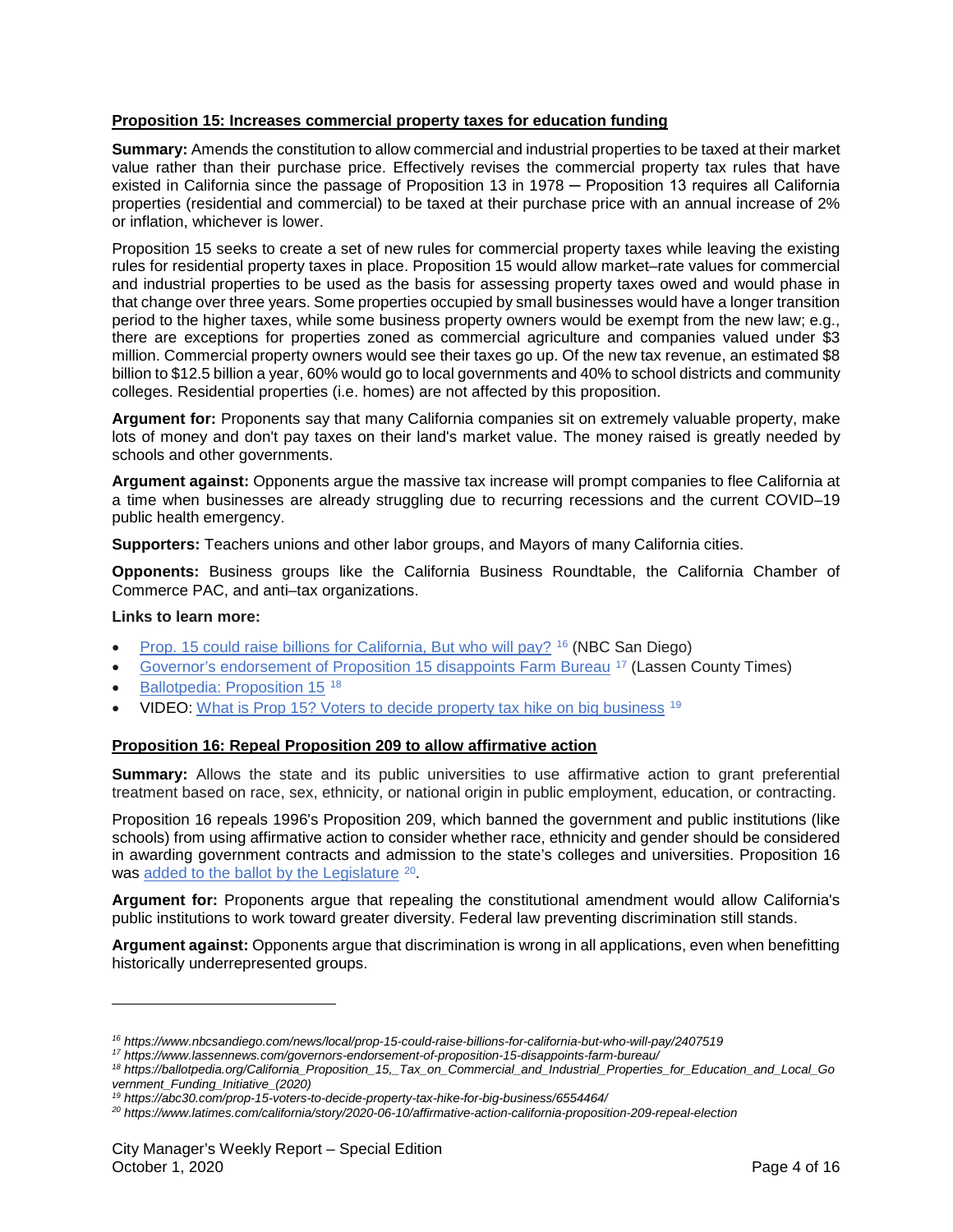**Proposition 15: Increases commercial property taxes for education funding**

**Summary:** Amends the constitution to allow commercial and industrial properties to be taxed at their market value rather than their purchase price. Effectively revises the commercial property tax rules that have existed in California since the passage of Proposition 13 in 1978 ─ Proposition 13 requires all California properties (residential and commercial) to be taxed at their purchase price with an annual increase of 2% or inflation, whichever is lower.

Proposition 15 seeks to create a set of new rules for commercial property taxes while leaving the existing rules for residential property taxes in place. Proposition 15 would allow market–rate values for commercial and industrial properties to be used as the basis for assessing property taxes owed and would phase in that change over three years. Some properties occupied by small businesses would have a longer transition period to the higher taxes, while some business property owners would be exempt from the new law; e.g., there are exceptions for properties zoned as commercial agriculture and companies valued under $3 million. Commercial property owners would see their taxes go up. Of the new tax revenue, an estimated $8 billion to $12.5 billion a year, 60% would go to local governments and 40% to school districts and community colleges. Residential properties (i.e. homes) are not affected by this proposition.

**Argument for:** Proponents say that many California companies sit on extremely valuable property, make lots of money and don't pay taxes on their land's market value. The money raised is greatly needed by schools and other governments.

**Argument against:** Opponents argue the massive tax increase will prompt companies to flee California at a time when businesses are already struggling due to recurring recessions and the current COVID–19 public health emergency.

**Supporters:** Teachers unions and other labor groups, and Mayors of many California cities.

**Opponents:** Business groups like the California Business Roundtable, the California Chamber of Commerce PAC, and anti–tax organizations.

**Links to learn more:**

- Prop. 15 could raise billions for California, But who will pay? [16] (NBC San Diego)
- Governor's endorsement of Proposition 15 disappoints Farm Bureau [17] (Lassen County Times)
- Ballotpedia: Proposition 15 [18]
- VIDEO: What is Prop 15? Voters to decide property tax hike on big business [19]

**Proposition 16: Repeal Proposition 209 to allow affirmative action**

**Summary:** Allows the state and its public universities to use affirmative action to grant preferential treatment based on race, sex, ethnicity, or national origin in public employment, education, or contracting.

Proposition 16 repeals 1996's Proposition 209, which banned the government and public institutions (like schools) from using affirmative action to consider whether race, ethnicity and gender should be considered in awarding government contracts and admission to the state's colleges and universities. Proposition 16 was added to the ballot by the Legislature [20].

**Argument for:** Proponents argue that repealing the constitutional amendment would allow California's public institutions to work toward greater diversity. Federal law preventing discrimination still stands.

**Argument against:** Opponents argue that discrimination is wrong in all applications, even when benefitting historically underrepresented groups.

---

*[16] https://www.nbcsandiego.com/news/local/prop-15-could-raise-billions-for-california-but-who-will-pay/2407519*

*[17] https://www.lassennews.com/governors-endorsement-of-proposition-15-disappoints-farm-bureau/*

*[18] https://ballotpedia.org/California_Proposition_15,_Tax_on_Commercial_and_Industrial_Properties_for_Education_and_Local_Government_Funding_Initiative_(2020)*

*[19] https://abc30.com/prop-15-voters-to-decide-property-tax-hike-for-big-business/6554464/*

*[20] https://www.latimes.com/california/story/2020-06-10/affirmative-action-california-proposition-209-repeal-election*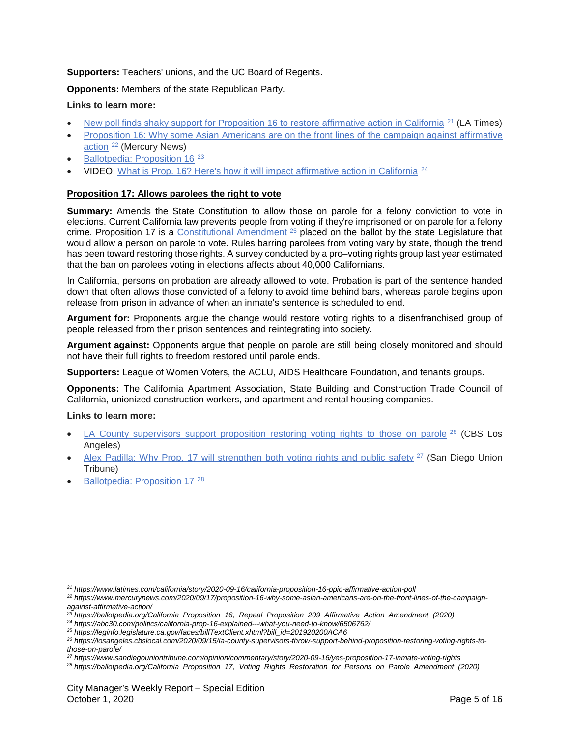**Supporters:** Teachers' unions, and the UC Board of Regents.

**Opponents:** Members of the state Republican Party.

**Links to learn more:**

- [New poll finds shaky support for Proposition 16 to restore affirmative action in California](https://www.latimes.com/california/story/2020-09-16/california-proposition-16-ppic-affirmative-action-poll) [21] (LA Times)
- [Proposition 16: Why some Asian Americans are on the front lines of the campaign against affirmative action](https://www.mercurynews.com/2020/09/17/proposition-16-why-some-asian-americans-are-on-the-front-lines-of-the-campaign-against-affirmative-action/) [22] (Mercury News)
- [Ballotpedia: Proposition 16](https://ballotpedia.org/California_Proposition_16,_Repeal_Proposition_209_Affirmative_Action_Amendment_(2020)) [23]
- VIDEO: [What is Prop. 16? Here's how it will impact affirmative action in California](https://abc30.com/politics/california-prop-16-explained---what-you-need-to-know/6506762/) [24]

**Proposition 17: Allows parolees the right to vote**

**Summary:** Amends the State Constitution to allow those on parole for a felony conviction to vote in elections. Current California law prevents people from voting if they're imprisoned or on parole for a felony crime. Proposition 17 is a [Constitutional Amendment](https://leginfo.legislature.ca.gov/faces/billTextClient.xhtml?bill_id=201920200ACA6) [25] placed on the ballot by the state Legislature that would allow a person on parole to vote. Rules barring parolees from voting vary by state, though the trend has been toward restoring those rights. A survey conducted by a pro–voting rights group last year estimated that the ban on parolees voting in elections affects about 40,000 Californians.

In California, persons on probation are already allowed to vote. Probation is part of the sentence handed down that often allows those convicted of a felony to avoid time behind bars, whereas parole begins upon release from prison in advance of when an inmate's sentence is scheduled to end.

**Argument for:** Proponents argue the change would restore voting rights to a disenfranchised group of people released from their prison sentences and reintegrating into society.

**Argument against:** Opponents argue that people on parole are still being closely monitored and should not have their full rights to freedom restored until parole ends.

**Supporters:** League of Women Voters, the ACLU, AIDS Healthcare Foundation, and tenants groups.

**Opponents:** The California Apartment Association, State Building and Construction Trade Council of California, unionized construction workers, and apartment and rental housing companies.

**Links to learn more:**

- [LA County supervisors support proposition restoring voting rights to those on parole](https://losangeles.cbslocal.com/2020/09/15/la-county-supervisors-throw-support-behind-proposition-restoring-voting-rights-to-those-on-parole/) [26] (CBS Los Angeles)
- [Alex Padilla: Why Prop. 17 will strengthen both voting rights and public safety](https://www.sandiegouniontribune.com/opinion/commentary/story/2020-09-16/yes-proposition-17-inmate-voting-rights) [27] (San Diego Union Tribune)
- [Ballotpedia: Proposition 17](https://ballotpedia.org/California_Proposition_17,_Voting_Rights_Restoration_for_Persons_on_Parole_Amendment_(2020)) [28]

---

[21] *https://www.latimes.com/california/story/2020-09-16/california-proposition-16-ppic-affirmative-action-poll*

[22] *https://www.mercurynews.com/2020/09/17/proposition-16-why-some-asian-americans-are-on-the-front-lines-of-the-campaign-against-affirmative-action/*

[23] *https://ballotpedia.org/California_Proposition_16,_Repeal_Proposition_209_Affirmative_Action_Amendment_(2020)*

[24] *https://abc30.com/politics/california-prop-16-explained---what-you-need-to-know/6506762/*

[25] *https://leginfo.legislature.ca.gov/faces/billTextClient.xhtml?bill_id=201920200ACA6*

[26] *https://losangeles.cbslocal.com/2020/09/15/la-county-supervisors-throw-support-behind-proposition-restoring-voting-rights-to-those-on-parole/*

[27] *https://www.sandiegouniontribune.com/opinion/commentary/story/2020-09-16/yes-proposition-17-inmate-voting-rights*

[28] *https://ballotpedia.org/California_Proposition_17,_Voting_Rights_Restoration_for_Persons_on_Parole_Amendment_(2020)*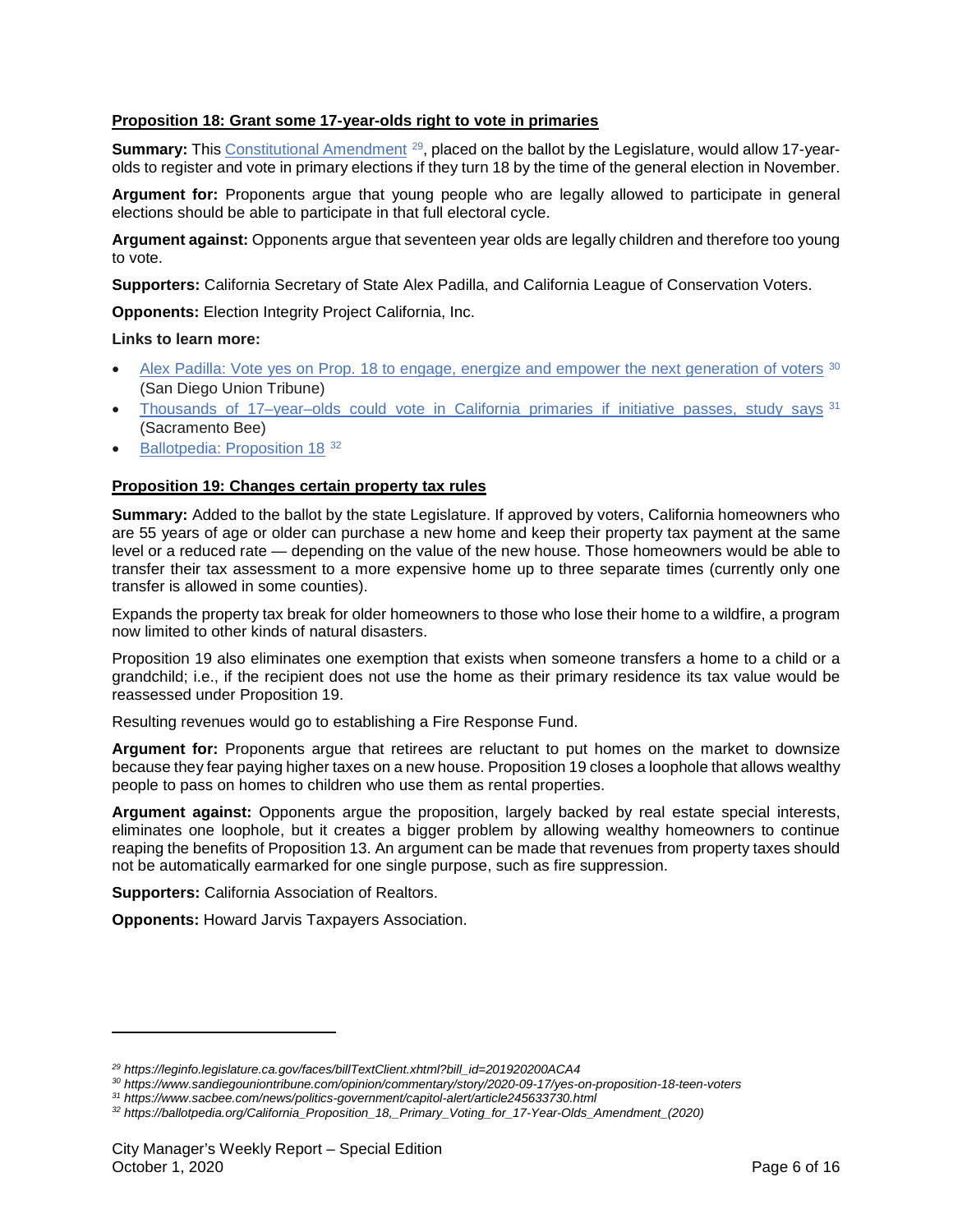### Proposition 18: Grant some 17-year-olds right to vote in primaries

**Summary:** This Constitutional Amendment [29], placed on the ballot by the Legislature, would allow 17-year-olds to register and vote in primary elections if they turn 18 by the time of the general election in November.

**Argument for:** Proponents argue that young people who are legally allowed to participate in general elections should be able to participate in that full electoral cycle.

**Argument against:** Opponents argue that seventeen year olds are legally children and therefore too young to vote.

**Supporters:** California Secretary of State Alex Padilla, and California League of Conservation Voters.

**Opponents:** Election Integrity Project California, Inc.

**Links to learn more:**

- Alex Padilla: Vote yes on Prop. 18 to engage, energize and empower the next generation of voters [30] (San Diego Union Tribune)
- Thousands of 17–year–olds could vote in California primaries if initiative passes, study says [31] (Sacramento Bee)
- Ballotpedia: Proposition 18 [32]

### Proposition 19: Changes certain property tax rules

**Summary:** Added to the ballot by the state Legislature. If approved by voters, California homeowners who are 55 years of age or older can purchase a new home and keep their property tax payment at the same level or a reduced rate — depending on the value of the new house. Those homeowners would be able to transfer their tax assessment to a more expensive home up to three separate times (currently only one transfer is allowed in some counties).

Expands the property tax break for older homeowners to those who lose their home to a wildfire, a program now limited to other kinds of natural disasters.

Proposition 19 also eliminates one exemption that exists when someone transfers a home to a child or a grandchild; i.e., if the recipient does not use the home as their primary residence its tax value would be reassessed under Proposition 19.

Resulting revenues would go to establishing a Fire Response Fund.

**Argument for:** Proponents argue that retirees are reluctant to put homes on the market to downsize because they fear paying higher taxes on a new house. Proposition 19 closes a loophole that allows wealthy people to pass on homes to children who use them as rental properties.

**Argument against:** Opponents argue the proposition, largely backed by real estate special interests, eliminates one loophole, but it creates a bigger problem by allowing wealthy homeowners to continue reaping the benefits of Proposition 13. An argument can be made that revenues from property taxes should not be automatically earmarked for one single purpose, such as fire suppression.

**Supporters:** California Association of Realtors.

**Opponents:** Howard Jarvis Taxpayers Association.

---

*[29] https://leginfo.legislature.ca.gov/faces/billTextClient.xhtml?bill_id=201920200ACA4*
*[30] https://www.sandiegouniontribune.com/opinion/commentary/story/2020-09-17/yes-on-proposition-18-teen-voters*
*[31] https://www.sacbee.com/news/politics-government/capitol-alert/article245633730.html*
*[32] https://ballotpedia.org/California_Proposition_18,_Primary_Voting_for_17-Year-Olds_Amendment_(2020)*

City Manager's Weekly Report – Special Edition
October 1, 2020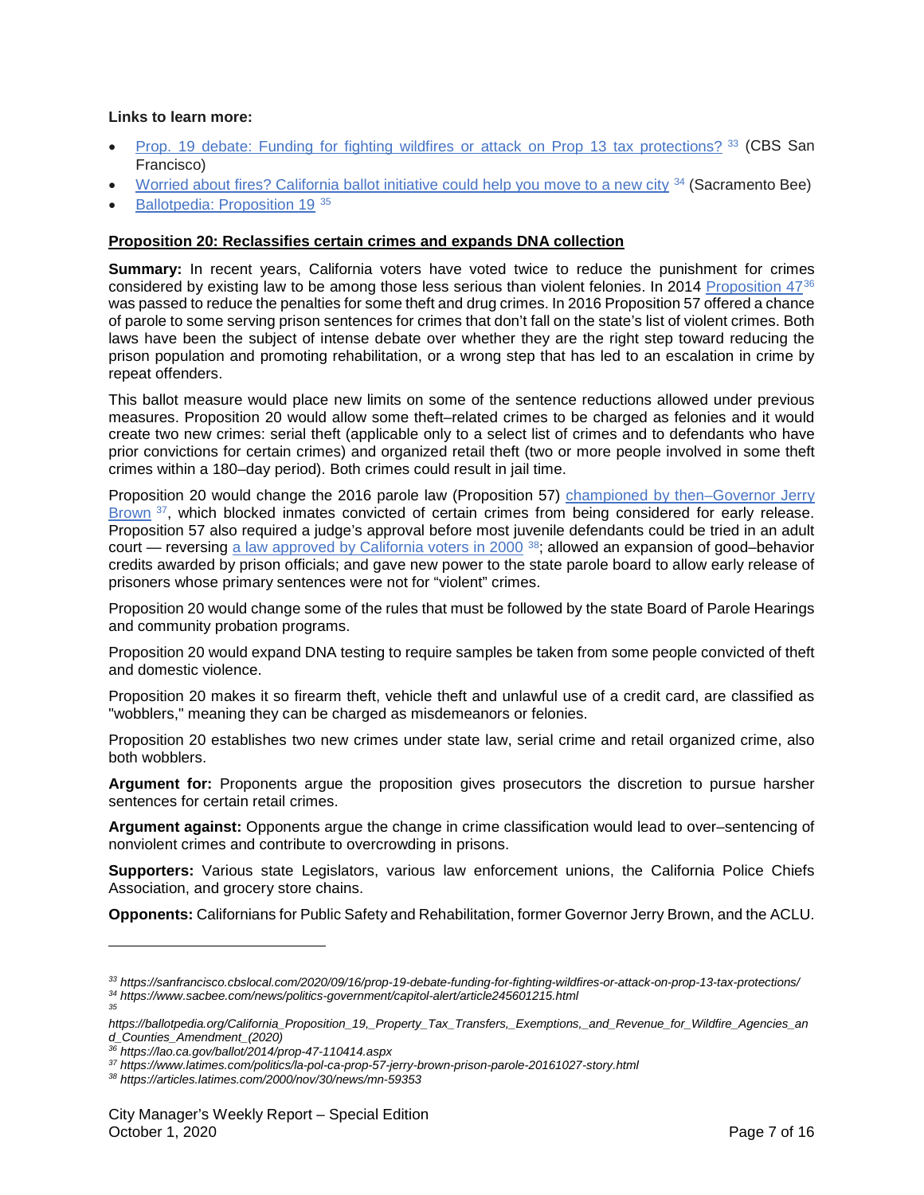**Links to learn more:**

- Prop. 19 debate: Funding for fighting wildfires or attack on Prop 13 tax protections? [33] (CBS San Francisco)
- Worried about fires? California ballot initiative could help you move to a new city [34] (Sacramento Bee)
- Ballotpedia: Proposition 19 [35]

**Proposition 20: Reclassifies certain crimes and expands DNA collection**

**Summary:** In recent years, California voters have voted twice to reduce the punishment for crimes considered by existing law to be among those less serious than violent felonies. In 2014 Proposition 47[36] was passed to reduce the penalties for some theft and drug crimes. In 2016 Proposition 57 offered a chance of parole to some serving prison sentences for crimes that don't fall on the state's list of violent crimes. Both laws have been the subject of intense debate over whether they are the right step toward reducing the prison population and promoting rehabilitation, or a wrong step that has led to an escalation in crime by repeat offenders.

This ballot measure would place new limits on some of the sentence reductions allowed under previous measures. Proposition 20 would allow some theft–related crimes to be charged as felonies and it would create two new crimes: serial theft (applicable only to a select list of crimes and to defendants who have prior convictions for certain crimes) and organized retail theft (two or more people involved in some theft crimes within a 180–day period). Both crimes could result in jail time.

Proposition 20 would change the 2016 parole law (Proposition 57) championed by then–Governor Jerry Brown [37], which blocked inmates convicted of certain crimes from being considered for early release. Proposition 57 also required a judge's approval before most juvenile defendants could be tried in an adult court — reversing a law approved by California voters in 2000 [38]; allowed an expansion of good–behavior credits awarded by prison officials; and gave new power to the state parole board to allow early release of prisoners whose primary sentences were not for "violent" crimes.

Proposition 20 would change some of the rules that must be followed by the state Board of Parole Hearings and community probation programs.

Proposition 20 would expand DNA testing to require samples be taken from some people convicted of theft and domestic violence.

Proposition 20 makes it so firearm theft, vehicle theft and unlawful use of a credit card, are classified as "wobblers," meaning they can be charged as misdemeanors or felonies.

Proposition 20 establishes two new crimes under state law, serial crime and retail organized crime, also both wobblers.

**Argument for:** Proponents argue the proposition gives prosecutors the discretion to pursue harsher sentences for certain retail crimes.

**Argument against:** Opponents argue the change in crime classification would lead to over–sentencing of nonviolent crimes and contribute to overcrowding in prisons.

**Supporters:** Various state Legislators, various law enforcement unions, the California Police Chiefs Association, and grocery store chains.

**Opponents:** Californians for Public Safety and Rehabilitation, former Governor Jerry Brown, and the ACLU.

---

[33] *https://sanfrancisco.cbslocal.com/2020/09/16/prop-19-debate-funding-for-fighting-wildfires-or-attack-on-prop-13-tax-protections/*

[34] *https://www.sacbee.com/news/politics-government/capitol-alert/article245601215.html*

[35] *https://ballotpedia.org/California_Proposition_19,_Property_Tax_Transfers,_Exemptions,_and_Revenue_for_Wildfire_Agencies_and_Counties_Amendment_(2020)*

[36] *https://lao.ca.gov/ballot/2014/prop-47-110414.aspx*

[37] *https://www.latimes.com/politics/la-pol-ca-prop-57-jerry-brown-prison-parole-20161027-story.html*

[38] *https://articles.latimes.com/2000/nov/30/news/mn-59353*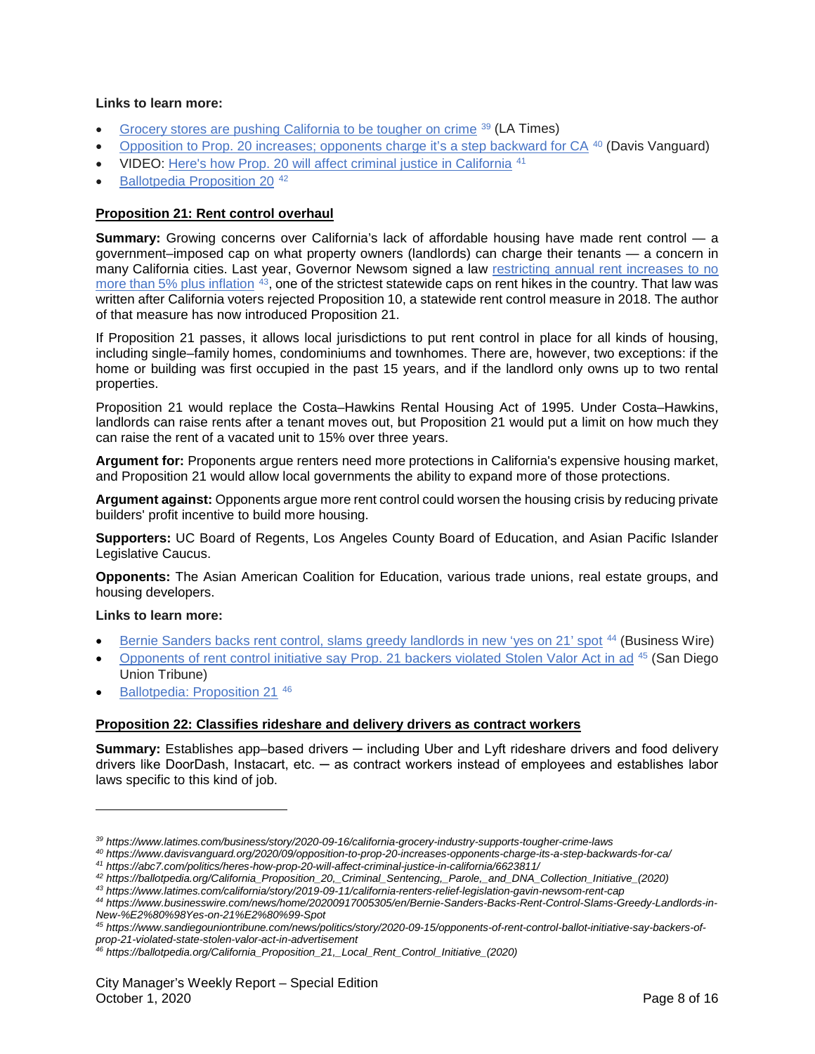**Links to learn more:**

- [Grocery stores are pushing California to be tougher on crime](https://www.latimes.com/business/story/2020-09-16/california-grocery-industry-supports-tougher-crime-laws) [39] (LA Times)
- [Opposition to Prop. 20 increases; opponents charge it's a step backward for CA](https://www.davisvanguard.org/2020/09/opposition-to-prop-20-increases-opponents-charge-its-a-step-backwards-for-ca/) [40] (Davis Vanguard)
- VIDEO: [Here's how Prop. 20 will affect criminal justice in California](https://abc7.com/politics/heres-how-prop-20-will-affect-criminal-justice-in-california/6623811/) [41]
- [Ballotpedia Proposition 20](https://ballotpedia.org/California_Proposition_20,_Criminal_Sentencing,_Parole,_and_DNA_Collection_Initiative_(2020)) [42]

## Proposition 21: Rent control overhaul

**Summary:** Growing concerns over California's lack of affordable housing have made rent control — a government–imposed cap on what property owners (landlords) can charge their tenants — a concern in many California cities. Last year, Governor Newsom signed a law [restricting annual rent increases to no more than 5% plus inflation](https://www.latimes.com/california/story/2019-09-11/california-renters-relief-legislation-gavin-newsom-rent-cap) [43], one of the strictest statewide caps on rent hikes in the country. That law was written after California voters rejected Proposition 10, a statewide rent control measure in 2018. The author of that measure has now introduced Proposition 21.

If Proposition 21 passes, it allows local jurisdictions to put rent control in place for all kinds of housing, including single–family homes, condominiums and townhomes. There are, however, two exceptions: if the home or building was first occupied in the past 15 years, and if the landlord only owns up to two rental properties.

Proposition 21 would replace the Costa–Hawkins Rental Housing Act of 1995. Under Costa–Hawkins, landlords can raise rents after a tenant moves out, but Proposition 21 would put a limit on how much they can raise the rent of a vacated unit to 15% over three years.

**Argument for:** Proponents argue renters need more protections in California's expensive housing market, and Proposition 21 would allow local governments the ability to expand more of those protections.

**Argument against:** Opponents argue more rent control could worsen the housing crisis by reducing private builders' profit incentive to build more housing.

**Supporters:** UC Board of Regents, Los Angeles County Board of Education, and Asian Pacific Islander Legislative Caucus.

**Opponents:** The Asian American Coalition for Education, various trade unions, real estate groups, and housing developers.

**Links to learn more:**

- [Bernie Sanders backs rent control, slams greedy landlords in new 'yes on 21' spot](https://www.businesswire.com/news/home/20200917005305/en/Bernie-Sanders-Backs-Rent-Control-Slams-Greedy-Landlords-in-New-%E2%80%98Yes-on-21%E2%80%99-Spot) [44] (Business Wire)
- [Opponents of rent control initiative say Prop. 21 backers violated Stolen Valor Act in ad](https://www.sandiegouniontribune.com/news/politics/story/2020-09-15/opponents-of-rent-control-ballot-initiative-say-backers-of-prop-21-violated-state-stolen-valor-act-in-advertisement) [45] (San Diego Union Tribune)
- [Ballotpedia: Proposition 21](https://ballotpedia.org/California_Proposition_21,_Local_Rent_Control_Initiative_(2020)) [46]

## Proposition 22: Classifies rideshare and delivery drivers as contract workers

**Summary:** Establishes app–based drivers ─ including Uber and Lyft rideshare drivers and food delivery drivers like DoorDash, Instacart, etc. ─ as contract workers instead of employees and establishes labor laws specific to this kind of job.

---

[39] *https://www.latimes.com/business/story/2020-09-16/california-grocery-industry-supports-tougher-crime-laws*
[40] *https://www.davisvanguard.org/2020/09/opposition-to-prop-20-increases-opponents-charge-its-a-step-backwards-for-ca/*
[41] *https://abc7.com/politics/heres-how-prop-20-will-affect-criminal-justice-in-california/6623811/*
[42] *https://ballotpedia.org/California_Proposition_20,_Criminal_Sentencing,_Parole,_and_DNA_Collection_Initiative_(2020)*
[43] *https://www.latimes.com/california/story/2019-09-11/california-renters-relief-legislation-gavin-newsom-rent-cap*
[44] *https://www.businesswire.com/news/home/20200917005305/en/Bernie-Sanders-Backs-Rent-Control-Slams-Greedy-Landlords-in-New-%E2%80%98Yes-on-21%E2%80%99-Spot*
[45] *https://www.sandiegouniontribune.com/news/politics/story/2020-09-15/opponents-of-rent-control-ballot-initiative-say-backers-of-prop-21-violated-state-stolen-valor-act-in-advertisement*
[46] *https://ballotpedia.org/California_Proposition_21,_Local_Rent_Control_Initiative_(2020)*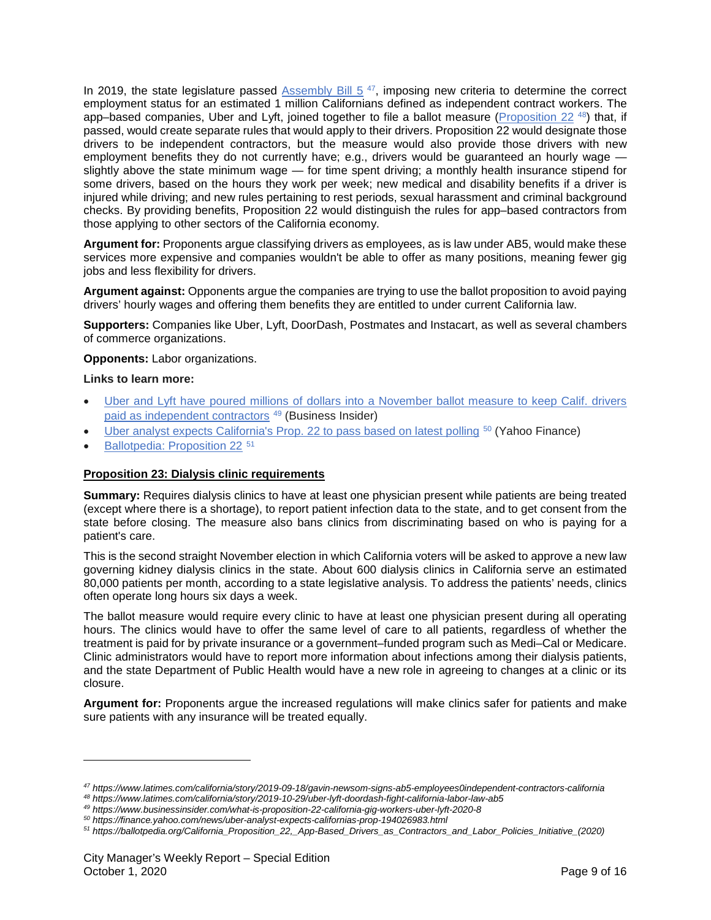In 2019, the state legislature passed [Assembly Bill 5](https://www.latimes.com/california/story/2019-09-18/gavin-newsom-signs-ab5-employees0independent-contractors-california) [47], imposing new criteria to determine the correct employment status for an estimated 1 million Californians defined as independent contract workers. The app–based companies, Uber and Lyft, joined together to file a ballot measure ([Proposition 22](https://www.latimes.com/california/story/2019-10-29/uber-lyft-doordash-fight-california-labor-law-ab5) [48]) that, if passed, would create separate rules that would apply to their drivers. Proposition 22 would designate those drivers to be independent contractors, but the measure would also provide those drivers with new employment benefits they do not currently have; e.g., drivers would be guaranteed an hourly wage — slightly above the state minimum wage — for time spent driving; a monthly health insurance stipend for some drivers, based on the hours they work per week; new medical and disability benefits if a driver is injured while driving; and new rules pertaining to rest periods, sexual harassment and criminal background checks. By providing benefits, Proposition 22 would distinguish the rules for app–based contractors from those applying to other sectors of the California economy.

**Argument for:** Proponents argue classifying drivers as employees, as is law under AB5, would make these services more expensive and companies wouldn't be able to offer as many positions, meaning fewer gig jobs and less flexibility for drivers.

**Argument against:** Opponents argue the companies are trying to use the ballot proposition to avoid paying drivers' hourly wages and offering them benefits they are entitled to under current California law.

**Supporters:** Companies like Uber, Lyft, DoorDash, Postmates and Instacart, as well as several chambers of commerce organizations.

**Opponents:** Labor organizations.

**Links to learn more:**

- [Uber and Lyft have poured millions of dollars into a November ballot measure to keep Calif. drivers paid as independent contractors](https://www.businessinsider.com/what-is-proposition-22-california-gig-workers-uber-lyft-2020-8) [49] (Business Insider)
- [Uber analyst expects California's Prop. 22 to pass based on latest polling](https://finance.yahoo.com/news/uber-analyst-expects-californias-prop-194026983.html) [50] (Yahoo Finance)
- [Ballotpedia: Proposition 22](https://ballotpedia.org/California_Proposition_22,_App-Based_Drivers_as_Contractors_and_Labor_Policies_Initiative_(2020)) [51]

## Proposition 23: Dialysis clinic requirements

**Summary:** Requires dialysis clinics to have at least one physician present while patients are being treated (except where there is a shortage), to report patient infection data to the state, and to get consent from the state before closing. The measure also bans clinics from discriminating based on who is paying for a patient's care.

This is the second straight November election in which California voters will be asked to approve a new law governing kidney dialysis clinics in the state. About 600 dialysis clinics in California serve an estimated 80,000 patients per month, according to a state legislative analysis. To address the patients' needs, clinics often operate long hours six days a week.

The ballot measure would require every clinic to have at least one physician present during all operating hours. The clinics would have to offer the same level of care to all patients, regardless of whether the treatment is paid for by private insurance or a government–funded program such as Medi–Cal or Medicare. Clinic administrators would have to report more information about infections among their dialysis patients, and the state Department of Public Health would have a new role in agreeing to changes at a clinic or its closure.

**Argument for:** Proponents argue the increased regulations will make clinics safer for patients and make sure patients with any insurance will be treated equally.

---

*[47] https://www.latimes.com/california/story/2019-09-18/gavin-newsom-signs-ab5-employees0independent-contractors-california*

*[48] https://www.latimes.com/california/story/2019-10-29/uber-lyft-doordash-fight-california-labor-law-ab5*

*[49] https://www.businessinsider.com/what-is-proposition-22-california-gig-workers-uber-lyft-2020-8*

*[50] https://finance.yahoo.com/news/uber-analyst-expects-californias-prop-194026983.html*

*[51] https://ballotpedia.org/California_Proposition_22,_App-Based_Drivers_as_Contractors_and_Labor_Policies_Initiative_(2020)*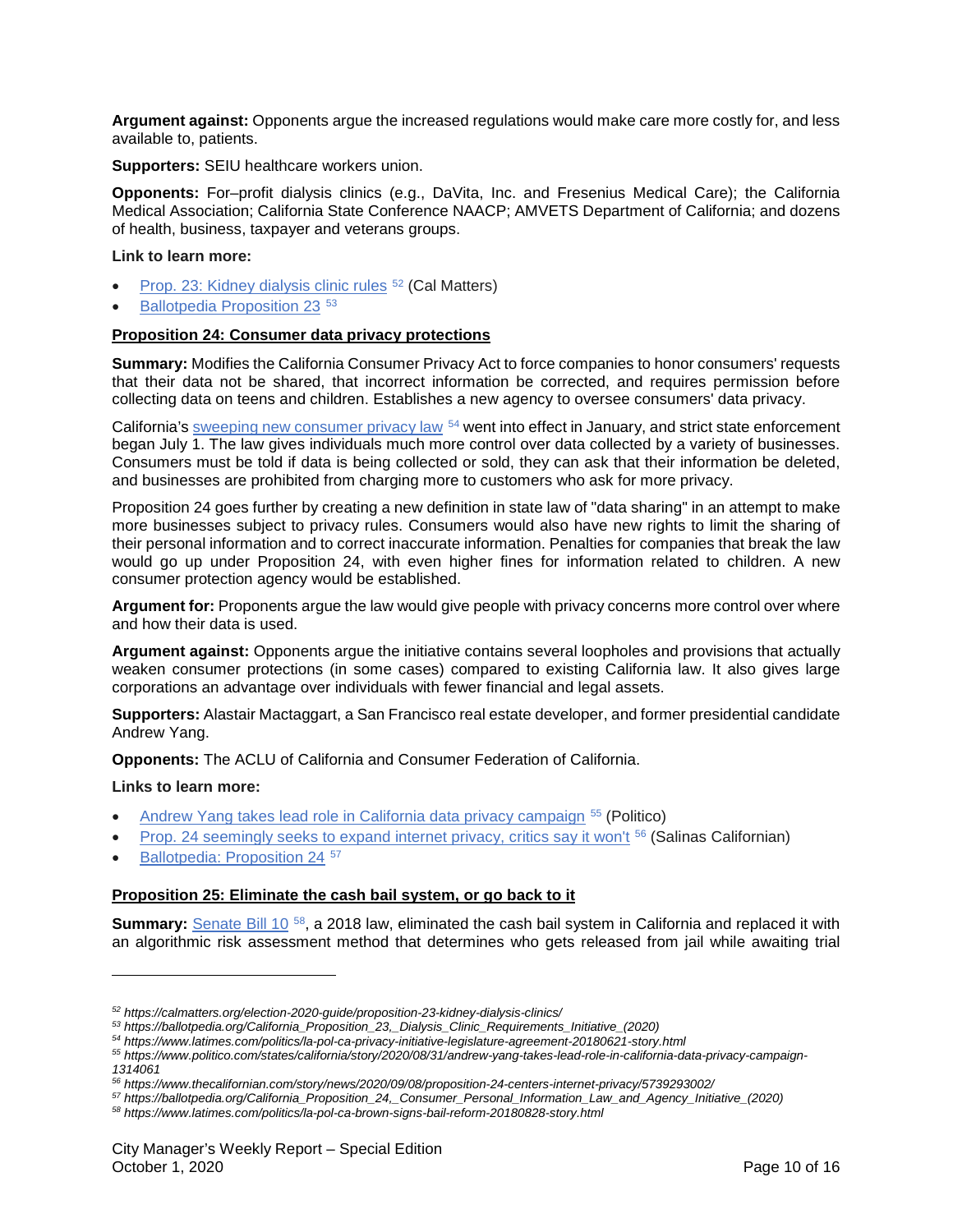**Argument against:** Opponents argue the increased regulations would make care more costly for, and less available to, patients.

**Supporters:** SEIU healthcare workers union.

**Opponents:** For–profit dialysis clinics (e.g., DaVita, Inc. and Fresenius Medical Care); the California Medical Association; California State Conference NAACP; AMVETS Department of California; and dozens of health, business, taxpayer and veterans groups.

**Link to learn more:**

- Prop. 23: Kidney dialysis clinic rules [52] (Cal Matters)
- Ballotpedia Proposition 23 [53]

**Proposition 24: Consumer data privacy protections**

**Summary:** Modifies the California Consumer Privacy Act to force companies to honor consumers' requests that their data not be shared, that incorrect information be corrected, and requires permission before collecting data on teens and children. Establishes a new agency to oversee consumers' data privacy.

California's sweeping new consumer privacy law [54] went into effect in January, and strict state enforcement began July 1. The law gives individuals much more control over data collected by a variety of businesses. Consumers must be told if data is being collected or sold, they can ask that their information be deleted, and businesses are prohibited from charging more to customers who ask for more privacy.

Proposition 24 goes further by creating a new definition in state law of "data sharing" in an attempt to make more businesses subject to privacy rules. Consumers would also have new rights to limit the sharing of their personal information and to correct inaccurate information. Penalties for companies that break the law would go up under Proposition 24, with even higher fines for information related to children. A new consumer protection agency would be established.

**Argument for:** Proponents argue the law would give people with privacy concerns more control over where and how their data is used.

**Argument against:** Opponents argue the initiative contains several loopholes and provisions that actually weaken consumer protections (in some cases) compared to existing California law. It also gives large corporations an advantage over individuals with fewer financial and legal assets.

**Supporters:** Alastair Mactaggart, a San Francisco real estate developer, and former presidential candidate Andrew Yang.

**Opponents:** The ACLU of California and Consumer Federation of California.

**Links to learn more:**

- Andrew Yang takes lead role in California data privacy campaign [55] (Politico)
- Prop. 24 seemingly seeks to expand internet privacy, critics say it won't [56] (Salinas Californian)
- Ballotpedia: Proposition 24 [57]

**Proposition 25: Eliminate the cash bail system, or go back to it**

**Summary:** Senate Bill 10 [58], a 2018 law, eliminated the cash bail system in California and replaced it with an algorithmic risk assessment method that determines who gets released from jail while awaiting trial

---

[52] https://calmatters.org/election-2020-guide/proposition-23-kidney-dialysis-clinics/

[53] https://ballotpedia.org/California_Proposition_23,_Dialysis_Clinic_Requirements_Initiative_(2020)

[54] https://www.latimes.com/politics/la-pol-ca-privacy-initiative-legislature-agreement-20180621-story.html

[55] https://www.politico.com/states/california/story/2020/08/31/andrew-yang-takes-lead-role-in-california-data-privacy-campaign-1314061

[56] https://www.thecalifornian.com/story/news/2020/09/08/proposition-24-centers-internet-privacy/5739293002/

[57] https://ballotpedia.org/California_Proposition_24,_Consumer_Personal_Information_Law_and_Agency_Initiative_(2020)

[58] https://www.latimes.com/politics/la-pol-ca-brown-signs-bail-reform-20180828-story.html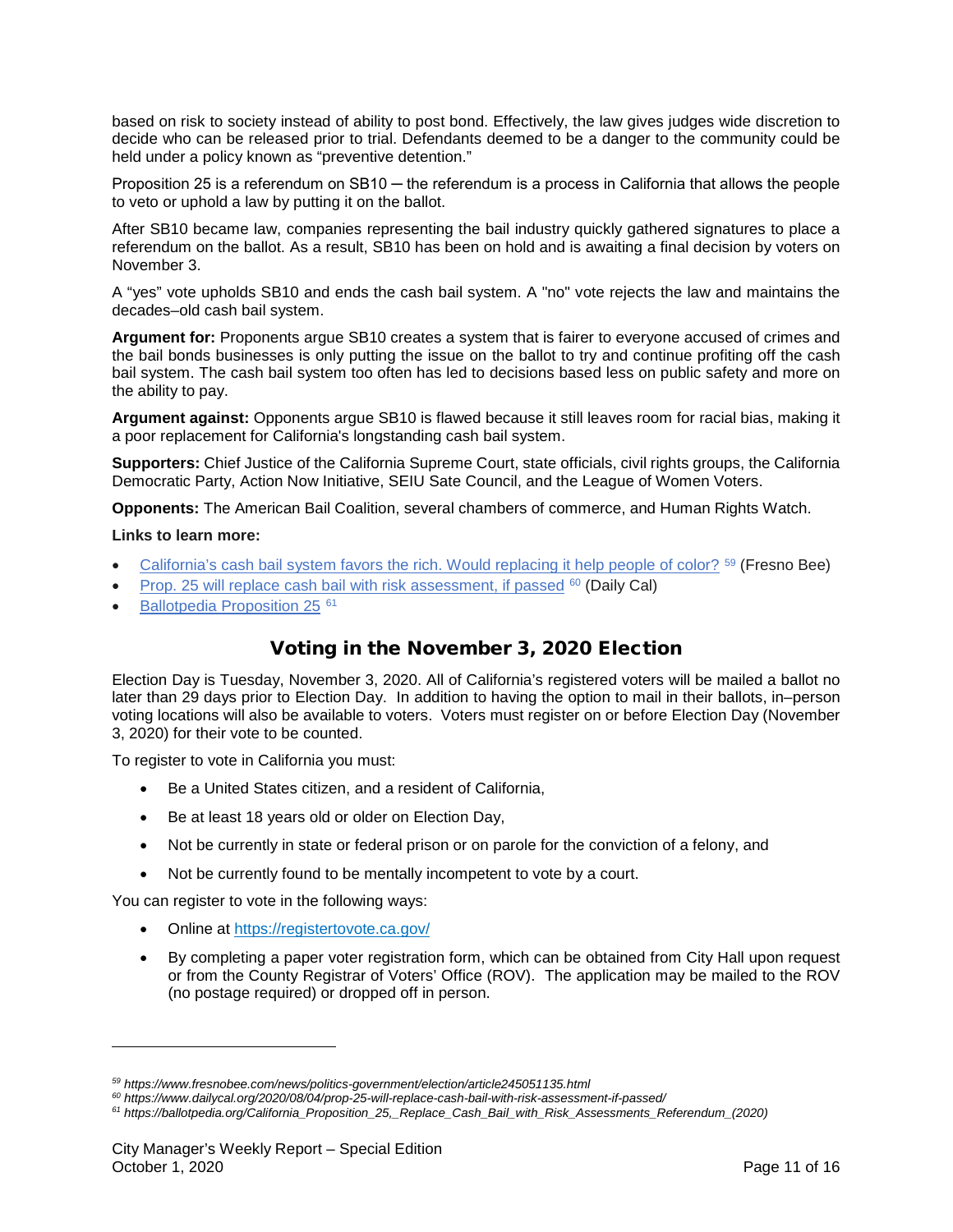based on risk to society instead of ability to post bond. Effectively, the law gives judges wide discretion to decide who can be released prior to trial. Defendants deemed to be a danger to the community could be held under a policy known as "preventive detention."

Proposition 25 is a referendum on SB10 ─ the referendum is a process in California that allows the people to veto or uphold a law by putting it on the ballot.

After SB10 became law, companies representing the bail industry quickly gathered signatures to place a referendum on the ballot. As a result, SB10 has been on hold and is awaiting a final decision by voters on November 3.

A "yes" vote upholds SB10 and ends the cash bail system. A "no" vote rejects the law and maintains the decades–old cash bail system.

**Argument for:** Proponents argue SB10 creates a system that is fairer to everyone accused of crimes and the bail bonds businesses is only putting the issue on the ballot to try and continue profiting off the cash bail system. The cash bail system too often has led to decisions based less on public safety and more on the ability to pay.

**Argument against:** Opponents argue SB10 is flawed because it still leaves room for racial bias, making it a poor replacement for California's longstanding cash bail system.

**Supporters:** Chief Justice of the California Supreme Court, state officials, civil rights groups, the California Democratic Party, Action Now Initiative, SEIU Sate Council, and the League of Women Voters.

**Opponents:** The American Bail Coalition, several chambers of commerce, and Human Rights Watch.

**Links to learn more:**

- California's cash bail system favors the rich. Would replacing it help people of color? [59] (Fresno Bee)
- Prop. 25 will replace cash bail with risk assessment, if passed [60] (Daily Cal)
- Ballotpedia Proposition 25 [61]

## Voting in the November 3, 2020 Election

Election Day is Tuesday, November 3, 2020. All of California's registered voters will be mailed a ballot no later than 29 days prior to Election Day. In addition to having the option to mail in their ballots, in–person voting locations will also be available to voters. Voters must register on or before Election Day (November 3, 2020) for their vote to be counted.

To register to vote in California you must:

- Be a United States citizen, and a resident of California,
- Be at least 18 years old or older on Election Day,
- Not be currently in state or federal prison or on parole for the conviction of a felony, and
- Not be currently found to be mentally incompetent to vote by a court.

You can register to vote in the following ways:

- Online at https://registertovote.ca.gov/
- By completing a paper voter registration form, which can be obtained from City Hall upon request or from the County Registrar of Voters' Office (ROV). The application may be mailed to the ROV (no postage required) or dropped off in person.

---

*[59] https://www.fresnobee.com/news/politics-government/election/article245051135.html*

*[60] https://www.dailycal.org/2020/08/04/prop-25-will-replace-cash-bail-with-risk-assessment-if-passed/*

*[61] https://ballotpedia.org/California_Proposition_25,_Replace_Cash_Bail_with_Risk_Assessments_Referendum_(2020)*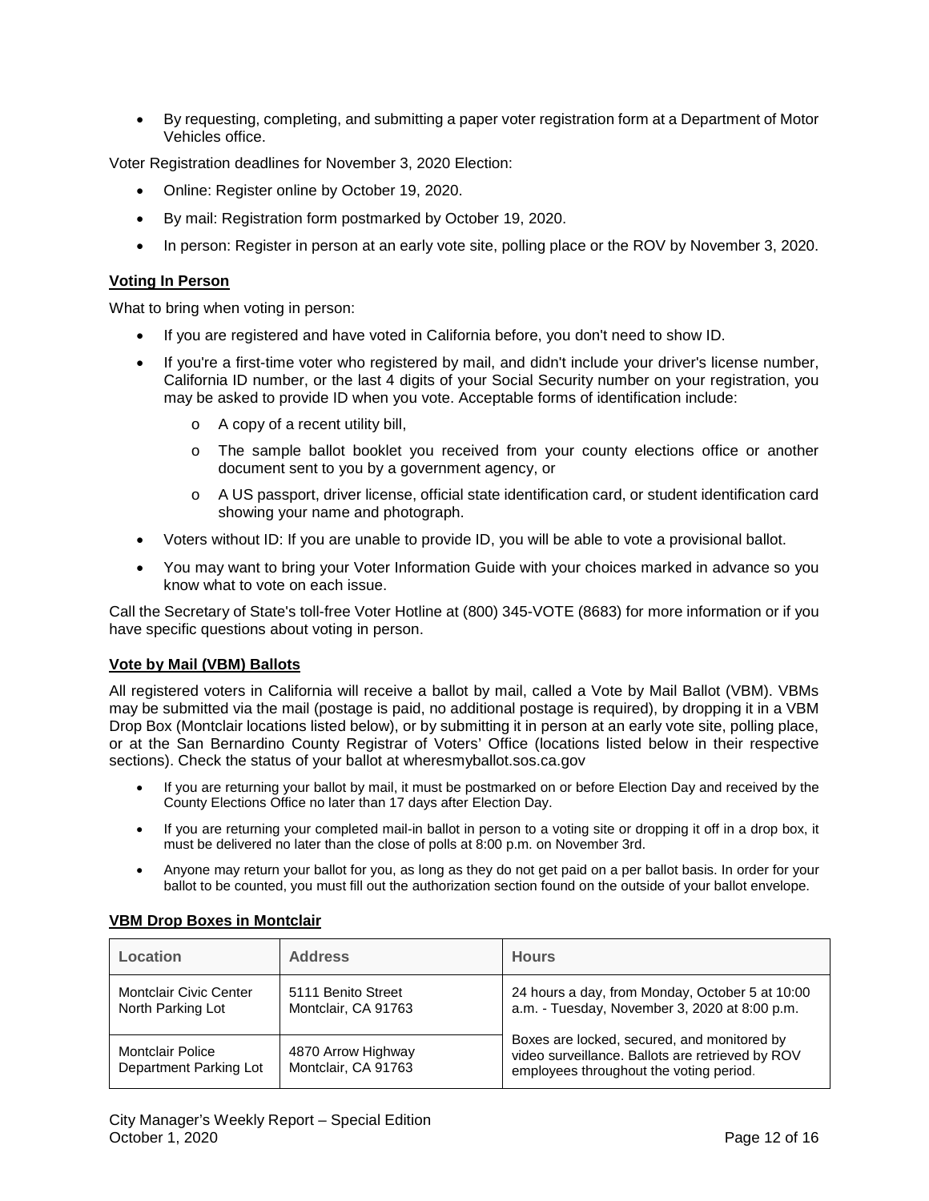- By requesting, completing, and submitting a paper voter registration form at a Department of Motor Vehicles office.

Voter Registration deadlines for November 3, 2020 Election:

- Online: Register online by October 19, 2020.
- By mail: Registration form postmarked by October 19, 2020.
- In person: Register in person at an early vote site, polling place or the ROV by November 3, 2020.

**Voting In Person**

What to bring when voting in person:

- If you are registered and have voted in California before, you don't need to show ID.
- If you're a first-time voter who registered by mail, and didn't include your driver's license number, California ID number, or the last 4 digits of your Social Security number on your registration, you may be asked to provide ID when you vote. Acceptable forms of identification include:
  - A copy of a recent utility bill,
  - The sample ballot booklet you received from your county elections office or another document sent to you by a government agency, or
  - A US passport, driver license, official state identification card, or student identification card showing your name and photograph.
- Voters without ID: If you are unable to provide ID, you will be able to vote a provisional ballot.
- You may want to bring your Voter Information Guide with your choices marked in advance so you know what to vote on each issue.

Call the Secretary of State's toll-free Voter Hotline at (800) 345-VOTE (8683) for more information or if you have specific questions about voting in person.

**Vote by Mail (VBM) Ballots**

All registered voters in California will receive a ballot by mail, called a Vote by Mail Ballot (VBM). VBMs may be submitted via the mail (postage is paid, no additional postage is required), by dropping it in a VBM Drop Box (Montclair locations listed below), or by submitting it in person at an early vote site, polling place, or at the San Bernardino County Registrar of Voters' Office (locations listed below in their respective sections). Check the status of your ballot at wheresmyballot.sos.ca.gov

- If you are returning your ballot by mail, it must be postmarked on or before Election Day and received by the County Elections Office no later than 17 days after Election Day.
- If you are returning your completed mail-in ballot in person to a voting site or dropping it off in a drop box, it must be delivered no later than the close of polls at 8:00 p.m. on November 3rd.
- Anyone may return your ballot for you, as long as they do not get paid on a per ballot basis. In order for your ballot to be counted, you must fill out the authorization section found on the outside of your ballot envelope.

**VBM Drop Boxes in Montclair**

| Location | Address | Hours |
|---|---|---|
| Montclair Civic Center North Parking Lot | 5111 Benito Street Montclair, CA 91763 | 24 hours a day, from Monday, October 5 at 10:00 a.m. - Tuesday, November 3, 2020 at 8:00 p.m. Boxes are locked, secured, and monitored by video surveillance. Ballots are retrieved by ROV employees throughout the voting period. |
| Montclair Police Department Parking Lot | 4870 Arrow Highway Montclair, CA 91763 | |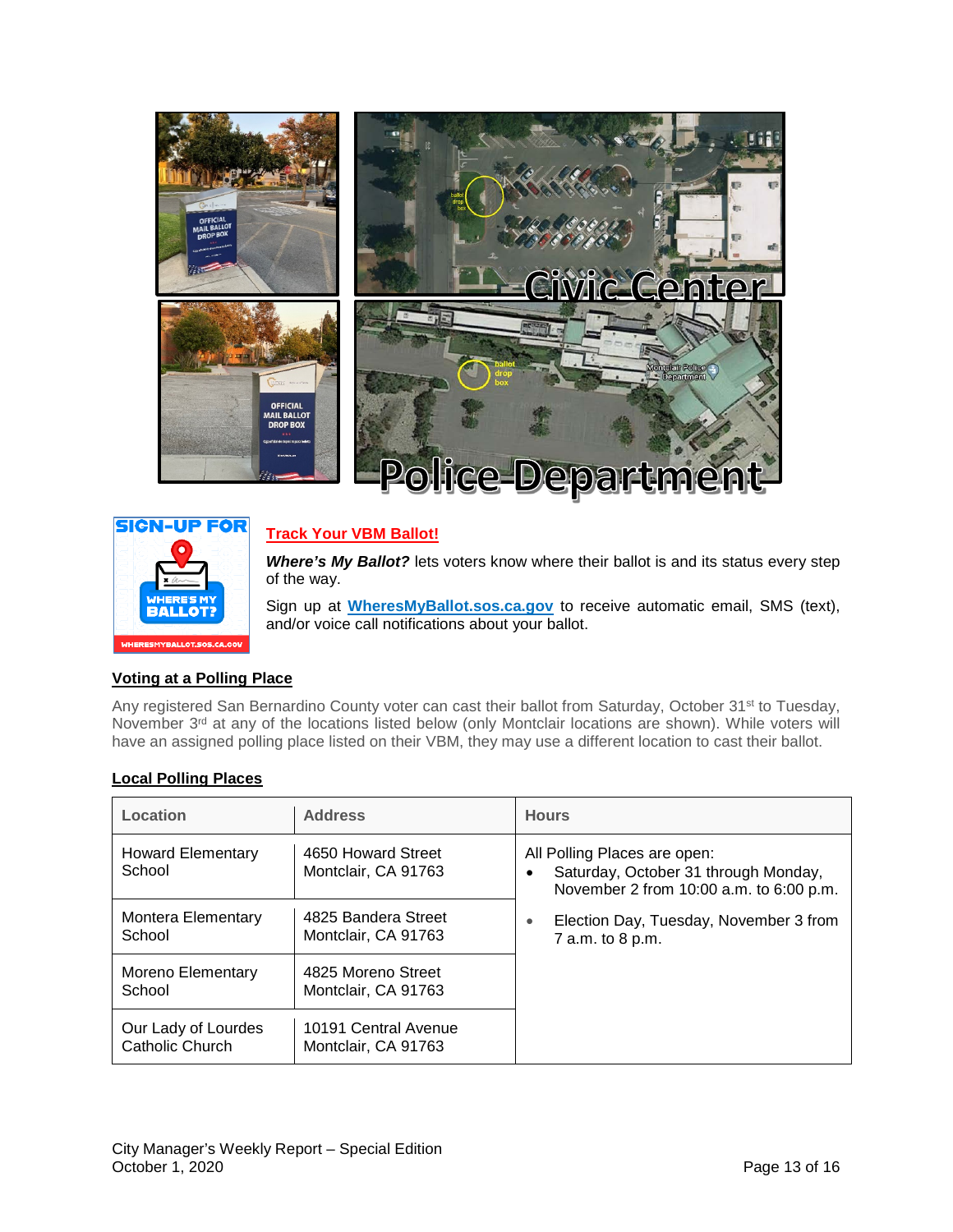Civic Center

Police Department

**Track Your VBM Ballot!**

***Where's My Ballot?*** lets voters know where their ballot is and its status every step of the way.

Sign up at **WheresMyBallot.sos.ca.gov** to receive automatic email, SMS (text), and/or voice call notifications about your ballot.

## Voting at a Polling Place

Any registered San Bernardino County voter can cast their ballot from Saturday, October 31st to Tuesday, November 3rd at any of the locations listed below (only Montclair locations are shown). While voters will have an assigned polling place listed on their VBM, they may use a different location to cast their ballot.

## Local Polling Places

| Location | Address | Hours |
|---|---|---|
| Howard Elementary School | 4650 Howard Street Montclair, CA 91763 | All Polling Places are open:<br>• Saturday, October 31 through Monday, November 2 from 10:00 a.m. to 6:00 p.m.<br>• Election Day, Tuesday, November 3 from 7 a.m. to 8 p.m. |
| Montera Elementary School | 4825 Bandera Street Montclair, CA 91763 | |
| Moreno Elementary School | 4825 Moreno Street Montclair, CA 91763 | |
| Our Lady of Lourdes Catholic Church | 10191 Central Avenue Montclair, CA 91763 | |

City Manager's Weekly Report – Special Edition
October 1, 2020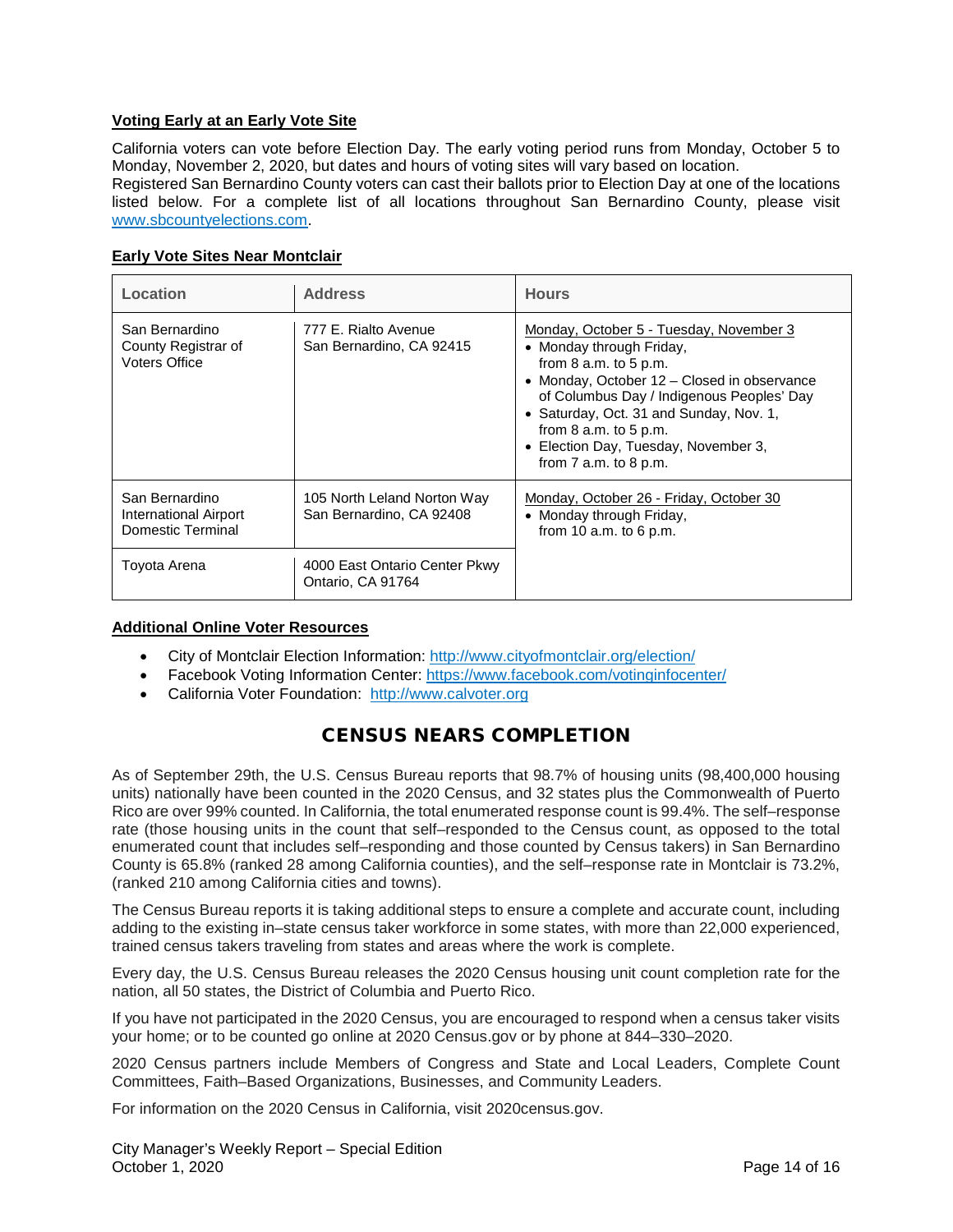### Voting Early at an Early Vote Site

California voters can vote before Election Day. The early voting period runs from Monday, October 5 to Monday, November 2, 2020, but dates and hours of voting sites will vary based on location.
Registered San Bernardino County voters can cast their ballots prior to Election Day at one of the locations listed below. For a complete list of all locations throughout San Bernardino County, please visit www.sbcountyelections.com.

### Early Vote Sites Near Montclair

| Location | Address | Hours |
|---|---|---|
| San Bernardino County Registrar of Voters Office | 777 E. Rialto Avenue San Bernardino, CA 92415 | Monday, October 5 - Tuesday, November 3<br>• Monday through Friday, from 8 a.m. to 5 p.m.<br>• Monday, October 12 – Closed in observance of Columbus Day / Indigenous Peoples' Day<br>• Saturday, Oct. 31 and Sunday, Nov. 1, from 8 a.m. to 5 p.m.<br>• Election Day, Tuesday, November 3, from 7 a.m. to 8 p.m. |
| San Bernardino International Airport Domestic Terminal | 105 North Leland Norton Way San Bernardino, CA 92408 | Monday, October 26 - Friday, October 30<br>• Monday through Friday, from 10 a.m. to 6 p.m. |
| Toyota Arena | 4000 East Ontario Center Pkwy Ontario, CA 91764 | |

### Additional Online Voter Resources

- City of Montclair Election Information: http://www.cityofmontclair.org/election/
- Facebook Voting Information Center: https://www.facebook.com/votinginfocenter/
- California Voter Foundation: http://www.calvoter.org

## CENSUS NEARS COMPLETION

As of September 29th, the U.S. Census Bureau reports that 98.7% of housing units (98,400,000 housing units) nationally have been counted in the 2020 Census, and 32 states plus the Commonwealth of Puerto Rico are over 99% counted. In California, the total enumerated response count is 99.4%. The self–response rate (those housing units in the count that self–responded to the Census count, as opposed to the total enumerated count that includes self–responding and those counted by Census takers) in San Bernardino County is 65.8% (ranked 28 among California counties), and the self–response rate in Montclair is 73.2%, (ranked 210 among California cities and towns).

The Census Bureau reports it is taking additional steps to ensure a complete and accurate count, including adding to the existing in–state census taker workforce in some states, with more than 22,000 experienced, trained census takers traveling from states and areas where the work is complete.

Every day, the U.S. Census Bureau releases the 2020 Census housing unit count completion rate for the nation, all 50 states, the District of Columbia and Puerto Rico.

If you have not participated in the 2020 Census, you are encouraged to respond when a census taker visits your home; or to be counted go online at 2020 Census.gov or by phone at 844–330–2020.

2020 Census partners include Members of Congress and State and Local Leaders, Complete Count Committees, Faith–Based Organizations, Businesses, and Community Leaders.

For information on the 2020 Census in California, visit 2020census.gov.

City Manager's Weekly Report – Special Edition
October 1, 2020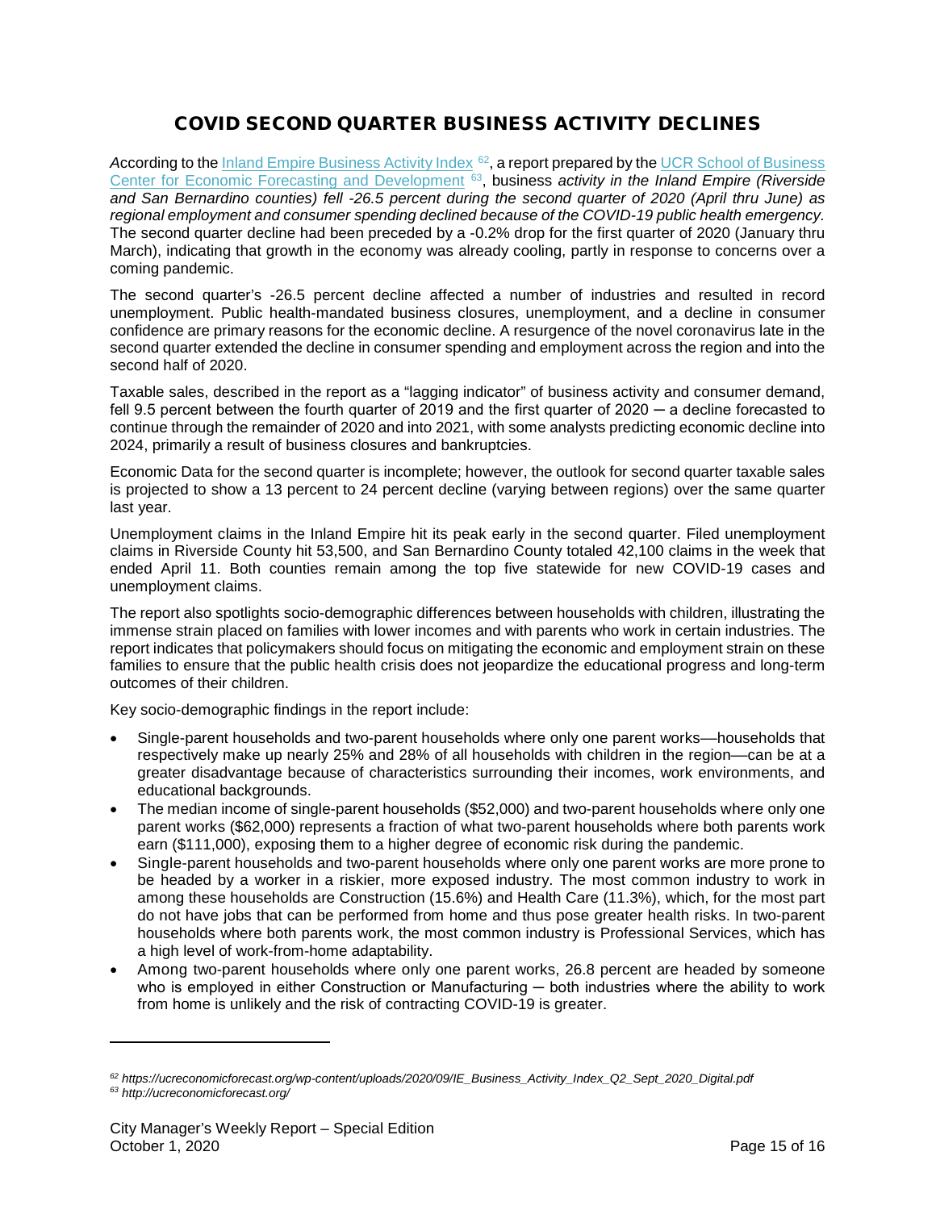# COVID SECOND QUARTER BUSINESS ACTIVITY DECLINES

*A*ccording to the Inland Empire Business Activity Index [62], a report prepared by the UCR School of Business Center for Economic Forecasting and Development [63], business *activity in the Inland Empire (Riverside and San Bernardino counties) fell -26.5 percent during the second quarter of 2020 (April thru June) as regional employment and consumer spending declined because of the COVID-19 public health emergency.* The second quarter decline had been preceded by a -0.2% drop for the first quarter of 2020 (January thru March), indicating that growth in the economy was already cooling, partly in response to concerns over a coming pandemic.

The second quarter's -26.5 percent decline affected a number of industries and resulted in record unemployment. Public health-mandated business closures, unemployment, and a decline in consumer confidence are primary reasons for the economic decline. A resurgence of the novel coronavirus late in the second quarter extended the decline in consumer spending and employment across the region and into the second half of 2020.

Taxable sales, described in the report as a "lagging indicator" of business activity and consumer demand, fell 9.5 percent between the fourth quarter of 2019 and the first quarter of 2020 ─ a decline forecasted to continue through the remainder of 2020 and into 2021, with some analysts predicting economic decline into 2024, primarily a result of business closures and bankruptcies.

Economic Data for the second quarter is incomplete; however, the outlook for second quarter taxable sales is projected to show a 13 percent to 24 percent decline (varying between regions) over the same quarter last year.

Unemployment claims in the Inland Empire hit its peak early in the second quarter. Filed unemployment claims in Riverside County hit 53,500, and San Bernardino County totaled 42,100 claims in the week that ended April 11. Both counties remain among the top five statewide for new COVID-19 cases and unemployment claims.

The report also spotlights socio-demographic differences between households with children, illustrating the immense strain placed on families with lower incomes and with parents who work in certain industries. The report indicates that policymakers should focus on mitigating the economic and employment strain on these families to ensure that the public health crisis does not jeopardize the educational progress and long-term outcomes of their children.

Key socio-demographic findings in the report include:

- Single-parent households and two-parent households where only one parent works—households that respectively make up nearly 25% and 28% of all households with children in the region—can be at a greater disadvantage because of characteristics surrounding their incomes, work environments, and educational backgrounds.
- The median income of single-parent households ($52,000) and two-parent households where only one parent works ($62,000) represents a fraction of what two-parent households where both parents work earn ($111,000), exposing them to a higher degree of economic risk during the pandemic.
- Single-parent households and two-parent households where only one parent works are more prone to be headed by a worker in a riskier, more exposed industry. The most common industry to work in among these households are Construction (15.6%) and Health Care (11.3%), which, for the most part do not have jobs that can be performed from home and thus pose greater health risks. In two-parent households where both parents work, the most common industry is Professional Services, which has a high level of work-from-home adaptability.
- Among two-parent households where only one parent works, 26.8 percent are headed by someone who is employed in either Construction or Manufacturing ─ both industries where the ability to work from home is unlikely and the risk of contracting COVID-19 is greater.

---

[62] *https://ucreconomicforecast.org/wp-content/uploads/2020/09/IE_Business_Activity_Index_Q2_Sept_2020_Digital.pdf*
[63] *http://ucreconomicforecast.org/*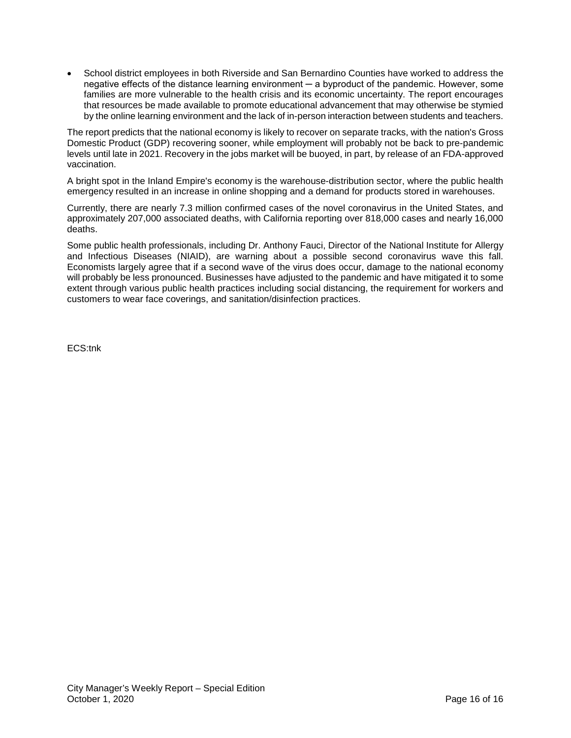- School district employees in both Riverside and San Bernardino Counties have worked to address the negative effects of the distance learning environment ─ a byproduct of the pandemic. However, some families are more vulnerable to the health crisis and its economic uncertainty. The report encourages that resources be made available to promote educational advancement that may otherwise be stymied by the online learning environment and the lack of in-person interaction between students and teachers.

The report predicts that the national economy is likely to recover on separate tracks, with the nation's Gross Domestic Product (GDP) recovering sooner, while employment will probably not be back to pre-pandemic levels until late in 2021. Recovery in the jobs market will be buoyed, in part, by release of an FDA-approved vaccination.

A bright spot in the Inland Empire's economy is the warehouse-distribution sector, where the public health emergency resulted in an increase in online shopping and a demand for products stored in warehouses.

Currently, there are nearly 7.3 million confirmed cases of the novel coronavirus in the United States, and approximately 207,000 associated deaths, with California reporting over 818,000 cases and nearly 16,000 deaths.

Some public health professionals, including Dr. Anthony Fauci, Director of the National Institute for Allergy and Infectious Diseases (NIAID), are warning about a possible second coronavirus wave this fall. Economists largely agree that if a second wave of the virus does occur, damage to the national economy will probably be less pronounced. Businesses have adjusted to the pandemic and have mitigated it to some extent through various public health practices including social distancing, the requirement for workers and customers to wear face coverings, and sanitation/disinfection practices.

ECS:tnk